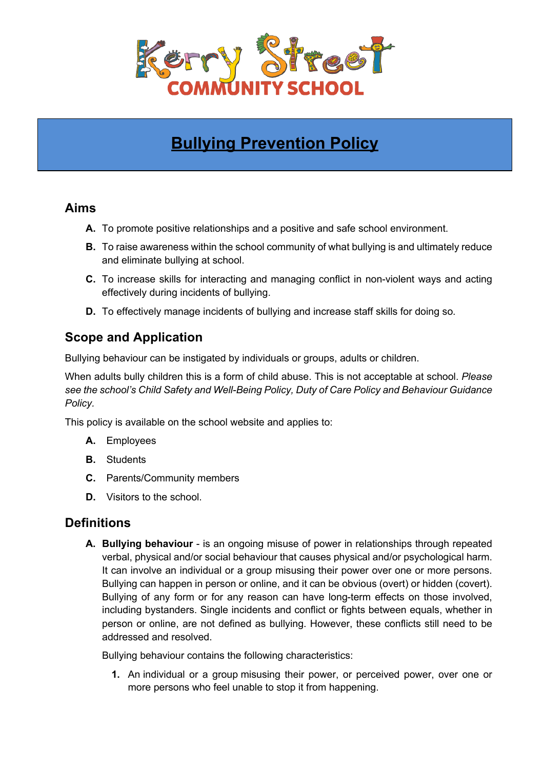Kerry Street COMMUNITY SCHOOL

# **Bullying Prevention Policy**

## Aims

**A.** To promote positive relationships and a positive and safe school environment.

**B.** To raise awareness within the school community of what bullying is and ultimately reduce and eliminate bullying at school.

**C.** To increase skills for interacting and managing conflict in non-violent ways and acting effectively during incidents of bullying.

**D.** To effectively manage incidents of bullying and increase staff skills for doing so.

## Scope and Application

Bullying behaviour can be instigated by individuals or groups, adults or children.

When adults bully children this is a form of child abuse. This is not acceptable at school. *Please see the school's Child Safety and Well-Being Policy, Duty of Care Policy and Behaviour Guidance Policy.*

This policy is available on the school website and applies to:

**A.** Employees

**B.** Students

**C.** Parents/Community members

**D.** Visitors to the school.

## Definitions

**A.** **Bullying behaviour** - is an ongoing misuse of power in relationships through repeated verbal, physical and/or social behaviour that causes physical and/or psychological harm. It can involve an individual or a group misusing their power over one or more persons. Bullying can happen in person or online, and it can be obvious (overt) or hidden (covert). Bullying of any form or for any reason can have long-term effects on those involved, including bystanders. Single incidents and conflict or fights between equals, whether in person or online, are not defined as bullying. However, these conflicts still need to be addressed and resolved.

Bullying behaviour contains the following characteristics:

1. An individual or a group misusing their power, or perceived power, over one or more persons who feel unable to stop it from happening.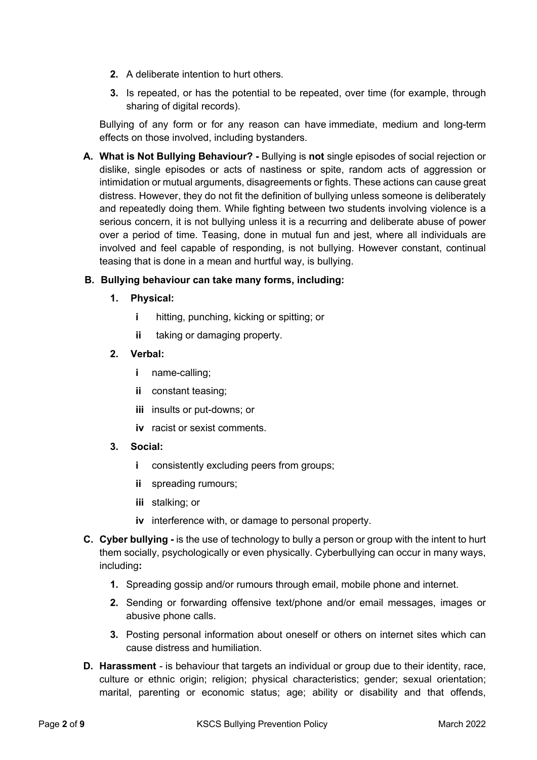2. A deliberate intention to hurt others.
3. Is repeated, or has the potential to be repeated, over time (for example, through sharing of digital records).

Bullying of any form or for any reason can have immediate, medium and long-term effects on those involved, including bystanders.

**A. What is Not Bullying Behaviour? -** Bullying is **not** single episodes of social rejection or dislike, single episodes or acts of nastiness or spite, random acts of aggression or intimidation or mutual arguments, disagreements or fights. These actions can cause great distress. However, they do not fit the definition of bullying unless someone is deliberately and repeatedly doing them. While fighting between two students involving violence is a serious concern, it is not bullying unless it is a recurring and deliberate abuse of power over a period of time. Teasing, done in mutual fun and jest, where all individuals are involved and feel capable of responding, is not bullying. However constant, continual teasing that is done in a mean and hurtful way, is bullying.

**B. Bullying behaviour can take many forms, including:**

1. **Physical:**
   - **i** hitting, punching, kicking or spitting; or
   - **ii** taking or damaging property.
2. **Verbal:**
   - **i** name-calling;
   - **ii** constant teasing;
   - **iii** insults or put-downs; or
   - **iv** racist or sexist comments.
3. **Social:**
   - **i** consistently excluding peers from groups;
   - **ii** spreading rumours;
   - **iii** stalking; or
   - **iv** interference with, or damage to personal property.

**C. Cyber bullying -** is the use of technology to bully a person or group with the intent to hurt them socially, psychologically or even physically. Cyberbullying can occur in many ways, including**:**

1. Spreading gossip and/or rumours through email, mobile phone and internet.
2. Sending or forwarding offensive text/phone and/or email messages, images or abusive phone calls.
3. Posting personal information about oneself or others on internet sites which can cause distress and humiliation.

**D. Harassment** - is behaviour that targets an individual or group due to their identity, race, culture or ethnic origin; religion; physical characteristics; gender; sexual orientation; marital, parenting or economic status; age; ability or disability and that offends,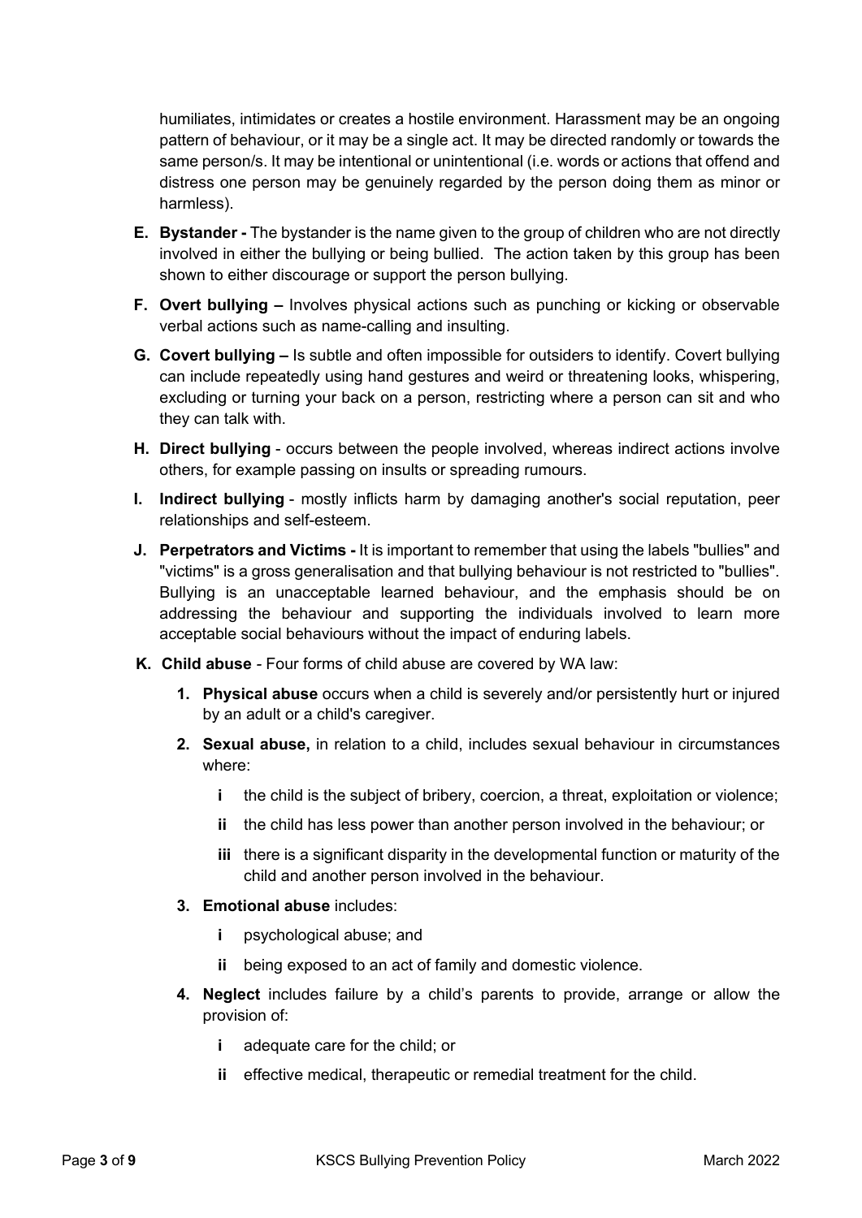humiliates, intimidates or creates a hostile environment. Harassment may be an ongoing pattern of behaviour, or it may be a single act. It may be directed randomly or towards the same person/s. It may be intentional or unintentional (i.e. words or actions that offend and distress one person may be genuinely regarded by the person doing them as minor or harmless).

E. **Bystander -** The bystander is the name given to the group of children who are not directly involved in either the bullying or being bullied. The action taken by this group has been shown to either discourage or support the person bullying.

F. **Overt bullying –** Involves physical actions such as punching or kicking or observable verbal actions such as name-calling and insulting.

G. **Covert bullying –** Is subtle and often impossible for outsiders to identify. Covert bullying can include repeatedly using hand gestures and weird or threatening looks, whispering, excluding or turning your back on a person, restricting where a person can sit and who they can talk with.

H. **Direct bullying** - occurs between the people involved, whereas indirect actions involve others, for example passing on insults or spreading rumours.

I. **Indirect bullying** - mostly inflicts harm by damaging another's social reputation, peer relationships and self-esteem.

J. **Perpetrators and Victims -** It is important to remember that using the labels "bullies" and "victims" is a gross generalisation and that bullying behaviour is not restricted to "bullies". Bullying is an unacceptable learned behaviour, and the emphasis should be on addressing the behaviour and supporting the individuals involved to learn more acceptable social behaviours without the impact of enduring labels.

K. **Child abuse** - Four forms of child abuse are covered by WA law:

   1. **Physical abuse** occurs when a child is severely and/or persistently hurt or injured by an adult or a child's caregiver.
   2. **Sexual abuse,** in relation to a child, includes sexual behaviour in circumstances where:
      - **i** the child is the subject of bribery, coercion, a threat, exploitation or violence;
      - **ii** the child has less power than another person involved in the behaviour; or
      - **iii** there is a significant disparity in the developmental function or maturity of the child and another person involved in the behaviour.
   3. **Emotional abuse** includes:
      - **i** psychological abuse; and
      - **ii** being exposed to an act of family and domestic violence.
   4. **Neglect** includes failure by a child's parents to provide, arrange or allow the provision of:
      - **i** adequate care for the child; or
      - **ii** effective medical, therapeutic or remedial treatment for the child.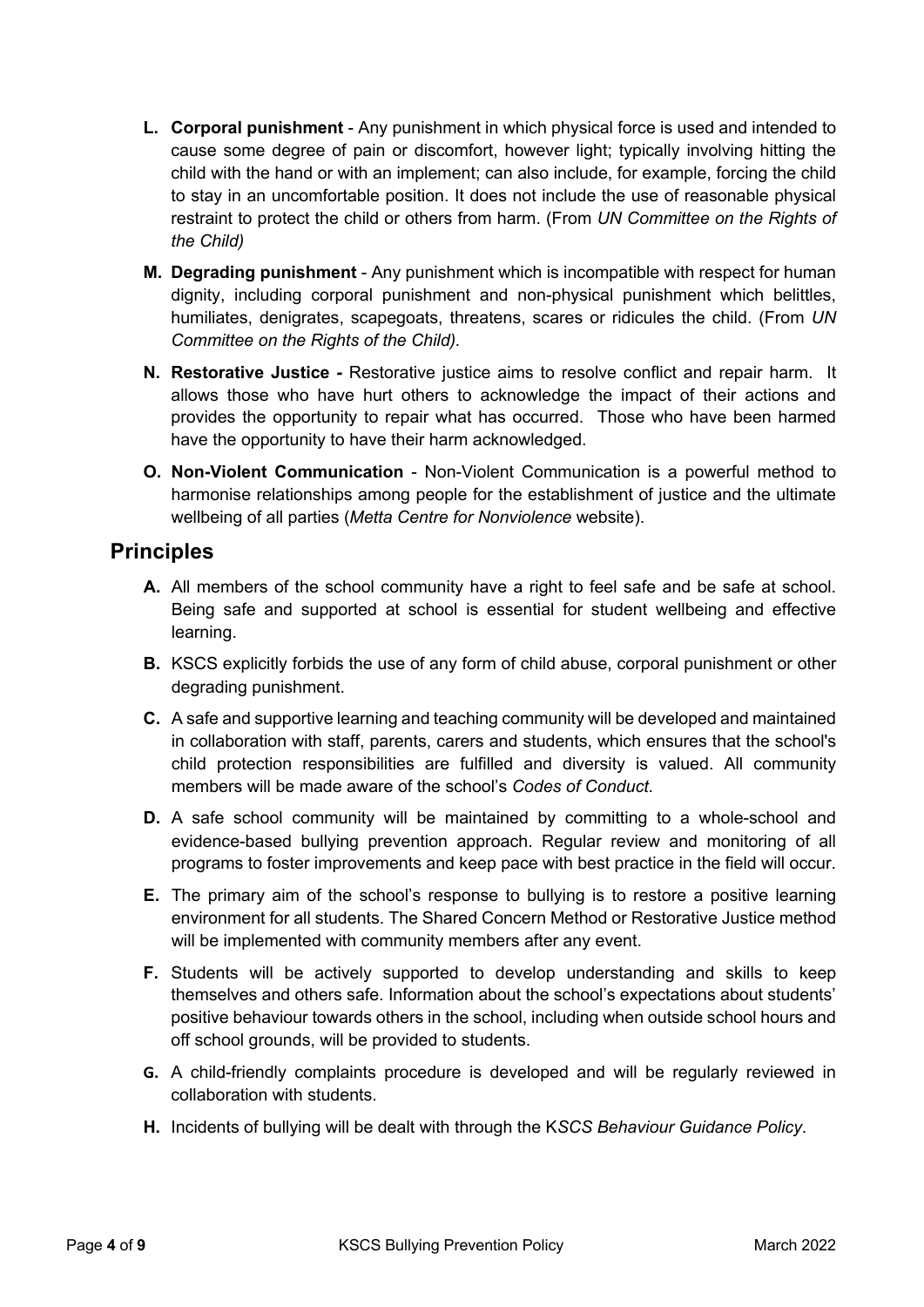**L. Corporal punishment** - Any punishment in which physical force is used and intended to cause some degree of pain or discomfort, however light; typically involving hitting the child with the hand or with an implement; can also include, for example, forcing the child to stay in an uncomfortable position. It does not include the use of reasonable physical restraint to protect the child or others from harm. (From *UN Committee on the Rights of the Child)*

**M. Degrading punishment** - Any punishment which is incompatible with respect for human dignity, including corporal punishment and non-physical punishment which belittles, humiliates, denigrates, scapegoats, threatens, scares or ridicules the child. (From *UN Committee on the Rights of the Child).*

**N. Restorative Justice -** Restorative justice aims to resolve conflict and repair harm. It allows those who have hurt others to acknowledge the impact of their actions and provides the opportunity to repair what has occurred. Those who have been harmed have the opportunity to have their harm acknowledged.

**O. Non-Violent Communication** - Non-Violent Communication is a powerful method to harmonise relationships among people for the establishment of justice and the ultimate wellbeing of all parties (*Metta Centre for Nonviolence* website).

## Principles

**A.** All members of the school community have a right to feel safe and be safe at school. Being safe and supported at school is essential for student wellbeing and effective learning.

**B.** KSCS explicitly forbids the use of any form of child abuse, corporal punishment or other degrading punishment.

**C.** A safe and supportive learning and teaching community will be developed and maintained in collaboration with staff, parents, carers and students, which ensures that the school's child protection responsibilities are fulfilled and diversity is valued. All community members will be made aware of the school's *Codes of Conduct*.

**D.** A safe school community will be maintained by committing to a whole-school and evidence-based bullying prevention approach. Regular review and monitoring of all programs to foster improvements and keep pace with best practice in the field will occur.

**E.** The primary aim of the school's response to bullying is to restore a positive learning environment for all students. The Shared Concern Method or Restorative Justice method will be implemented with community members after any event.

**F.** Students will be actively supported to develop understanding and skills to keep themselves and others safe. Information about the school's expectations about students' positive behaviour towards others in the school, including when outside school hours and off school grounds, will be provided to students.

**G.** A child-friendly complaints procedure is developed and will be regularly reviewed in collaboration with students.

**H.** Incidents of bullying will be dealt with through the K*SCS Behaviour Guidance Policy*.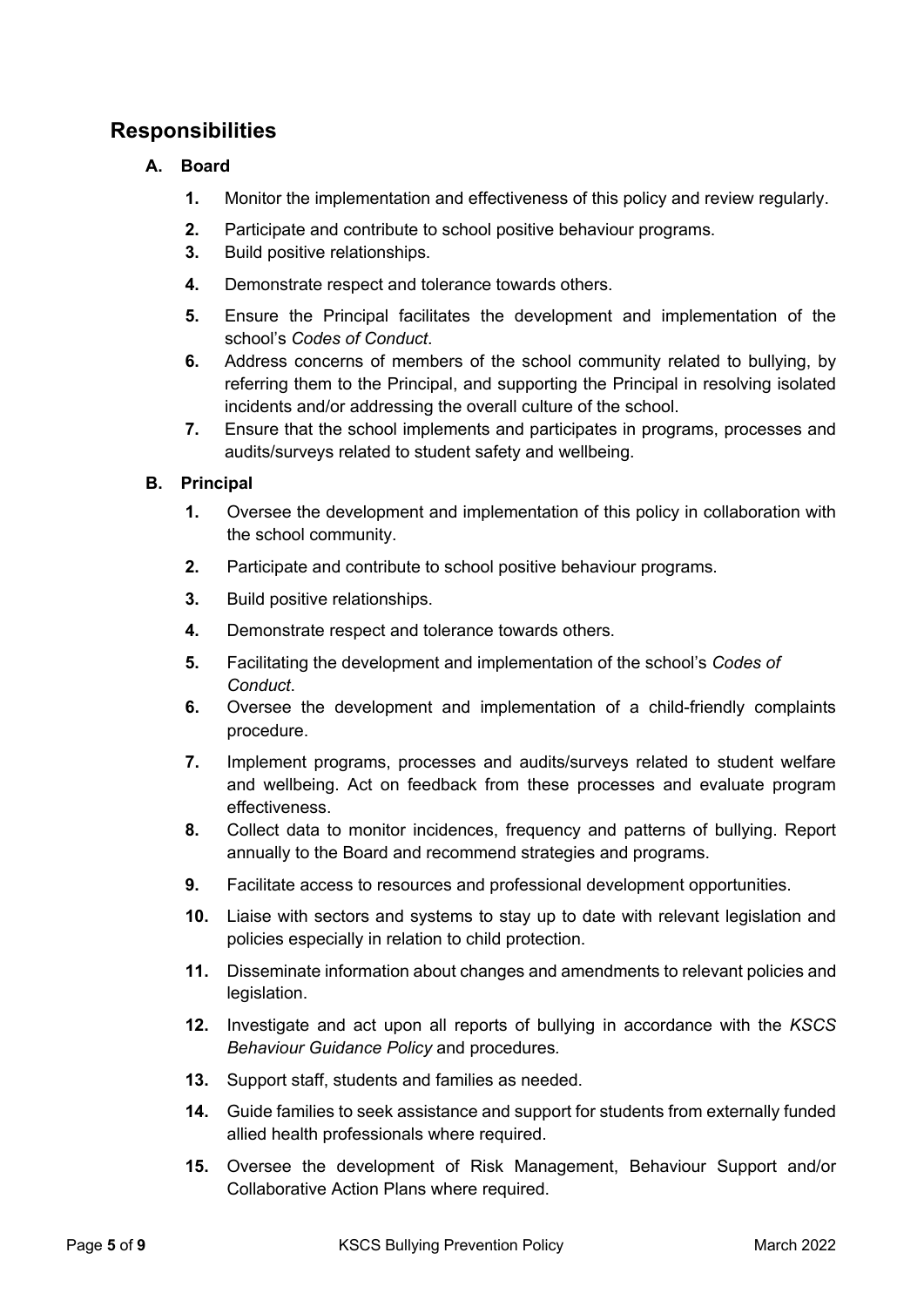## Responsibilities

### A. Board

1. Monitor the implementation and effectiveness of this policy and review regularly.
2. Participate and contribute to school positive behaviour programs.
3. Build positive relationships.
4. Demonstrate respect and tolerance towards others.
5. Ensure the Principal facilitates the development and implementation of the school's *Codes of Conduct*.
6. Address concerns of members of the school community related to bullying, by referring them to the Principal, and supporting the Principal in resolving isolated incidents and/or addressing the overall culture of the school.
7. Ensure that the school implements and participates in programs, processes and audits/surveys related to student safety and wellbeing.

### B. Principal

1. Oversee the development and implementation of this policy in collaboration with the school community.
2. Participate and contribute to school positive behaviour programs.
3. Build positive relationships.
4. Demonstrate respect and tolerance towards others.
5. Facilitating the development and implementation of the school's *Codes of Conduct*.
6. Oversee the development and implementation of a child-friendly complaints procedure.
7. Implement programs, processes and audits/surveys related to student welfare and wellbeing. Act on feedback from these processes and evaluate program effectiveness.
8. Collect data to monitor incidences, frequency and patterns of bullying. Report annually to the Board and recommend strategies and programs.
9. Facilitate access to resources and professional development opportunities.
10. Liaise with sectors and systems to stay up to date with relevant legislation and policies especially in relation to child protection.
11. Disseminate information about changes and amendments to relevant policies and legislation.
12. Investigate and act upon all reports of bullying in accordance with the *KSCS Behaviour Guidance Policy* and procedures.
13. Support staff, students and families as needed.
14. Guide families to seek assistance and support for students from externally funded allied health professionals where required.
15. Oversee the development of Risk Management, Behaviour Support and/or Collaborative Action Plans where required.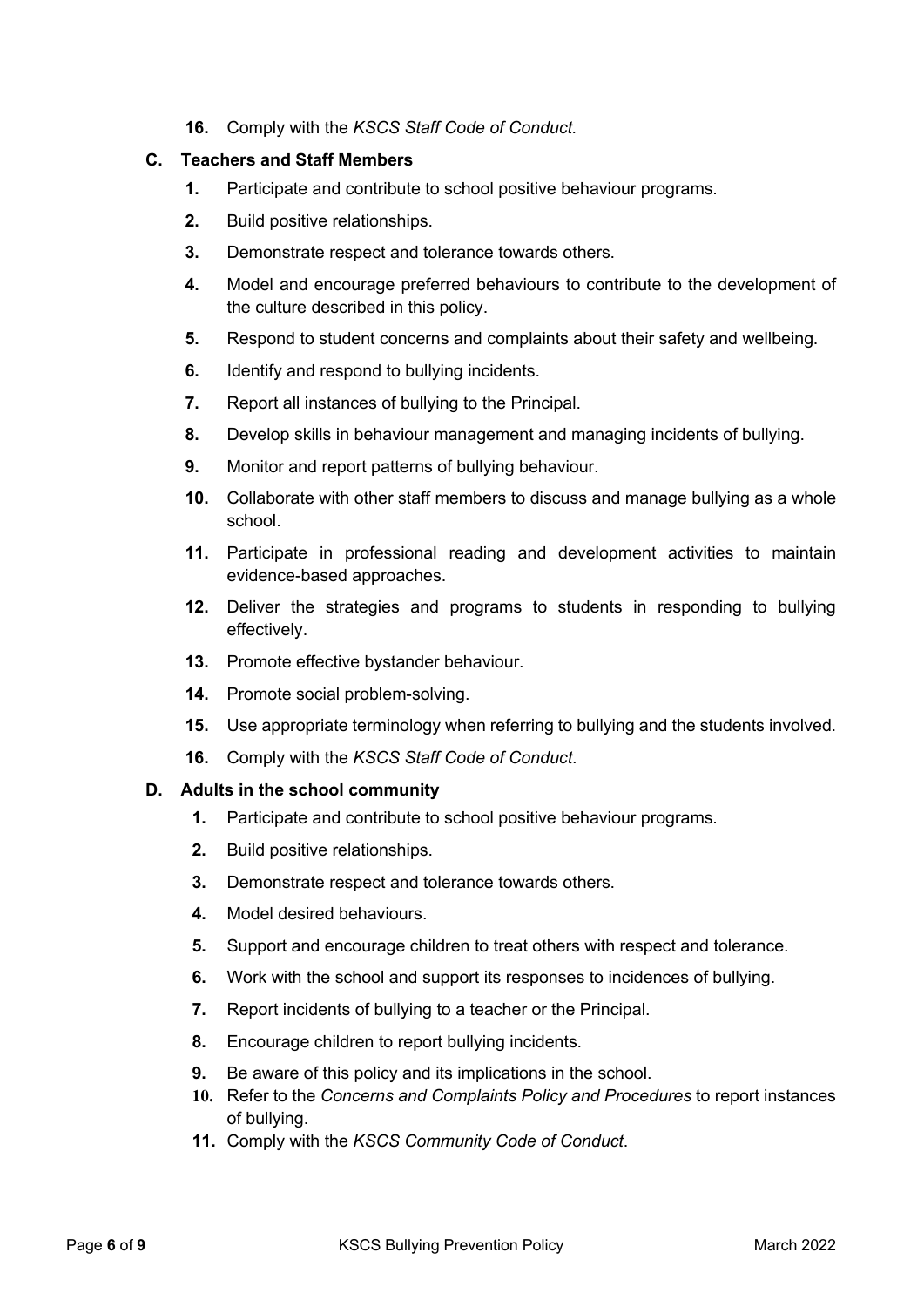16. Comply with the *KSCS Staff Code of Conduct.*

### C. Teachers and Staff Members

1. Participate and contribute to school positive behaviour programs.
2. Build positive relationships.
3. Demonstrate respect and tolerance towards others.
4. Model and encourage preferred behaviours to contribute to the development of the culture described in this policy.
5. Respond to student concerns and complaints about their safety and wellbeing.
6. Identify and respond to bullying incidents.
7. Report all instances of bullying to the Principal.
8. Develop skills in behaviour management and managing incidents of bullying.
9. Monitor and report patterns of bullying behaviour.
10. Collaborate with other staff members to discuss and manage bullying as a whole school.
11. Participate in professional reading and development activities to maintain evidence-based approaches.
12. Deliver the strategies and programs to students in responding to bullying effectively.
13. Promote effective bystander behaviour.
14. Promote social problem-solving.
15. Use appropriate terminology when referring to bullying and the students involved.
16. Comply with the *KSCS Staff Code of Conduct*.

### D. Adults in the school community

1. Participate and contribute to school positive behaviour programs.
2. Build positive relationships.
3. Demonstrate respect and tolerance towards others.
4. Model desired behaviours.
5. Support and encourage children to treat others with respect and tolerance.
6. Work with the school and support its responses to incidences of bullying.
7. Report incidents of bullying to a teacher or the Principal.
8. Encourage children to report bullying incidents.
9. Be aware of this policy and its implications in the school.
10. Refer to the *Concerns and Complaints Policy and Procedures* to report instances of bullying.
11. Comply with the *KSCS Community Code of Conduct*.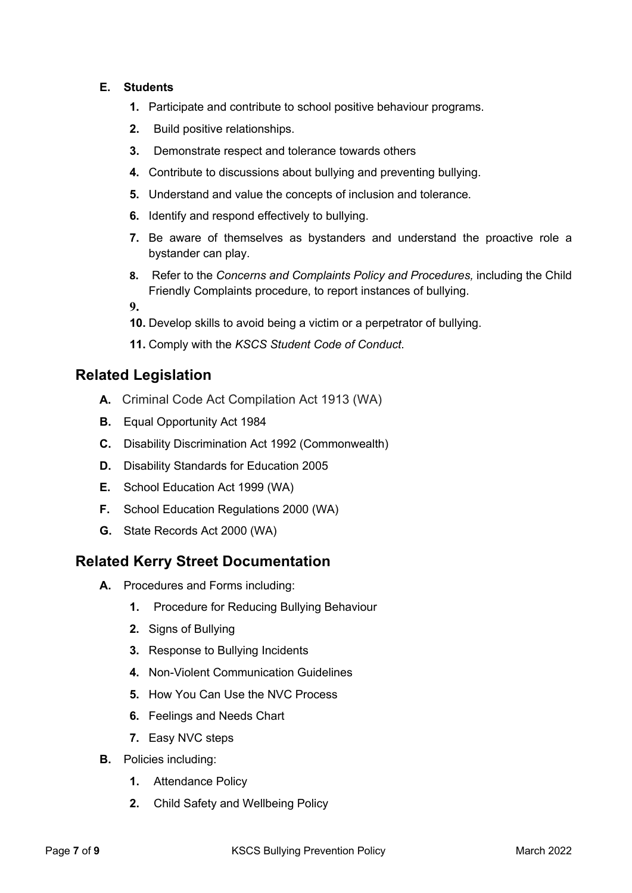**E. Students**

1. Participate and contribute to school positive behaviour programs.
2. Build positive relationships.
3. Demonstrate respect and tolerance towards others
4. Contribute to discussions about bullying and preventing bullying.
5. Understand and value the concepts of inclusion and tolerance.
6. Identify and respond effectively to bullying.
7. Be aware of themselves as bystanders and understand the proactive role a bystander can play.
8. Refer to the *Concerns and Complaints Policy and Procedures,* including the Child Friendly Complaints procedure, to report instances of bullying.
9.
10. Develop skills to avoid being a victim or a perpetrator of bullying.
11. Comply with the *KSCS Student Code of Conduct.*

## Related Legislation

- **A.** Criminal Code Act Compilation Act 1913 (WA)
- **B.** Equal Opportunity Act 1984
- **C.** Disability Discrimination Act 1992 (Commonwealth)
- **D.** Disability Standards for Education 2005
- **E.** School Education Act 1999 (WA)
- **F.** School Education Regulations 2000 (WA)
- **G.** State Records Act 2000 (WA)

## Related Kerry Street Documentation

- **A.** Procedures and Forms including:
  1. Procedure for Reducing Bullying Behaviour
  2. Signs of Bullying
  3. Response to Bullying Incidents
  4. Non-Violent Communication Guidelines
  5. How You Can Use the NVC Process
  6. Feelings and Needs Chart
  7. Easy NVC steps
- **B.** Policies including:
  1. Attendance Policy
  2. Child Safety and Wellbeing Policy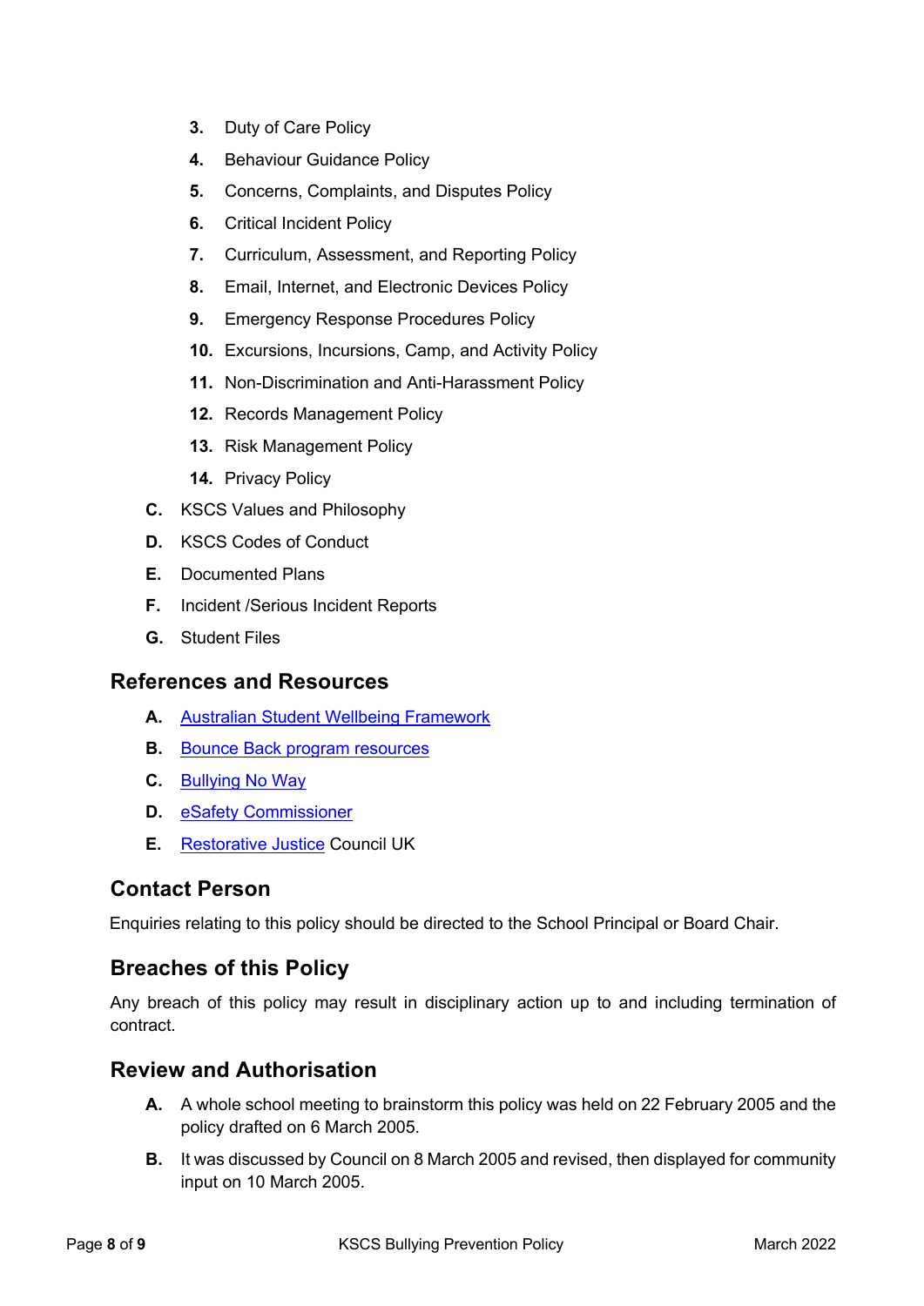3. Duty of Care Policy
4. Behaviour Guidance Policy
5. Concerns, Complaints, and Disputes Policy
6. Critical Incident Policy
7. Curriculum, Assessment, and Reporting Policy
8. Email, Internet, and Electronic Devices Policy
9. Emergency Response Procedures Policy
10. Excursions, Incursions, Camp, and Activity Policy
11. Non-Discrimination and Anti-Harassment Policy
12. Records Management Policy
13. Risk Management Policy
14. Privacy Policy

C. KSCS Values and Philosophy

D. KSCS Codes of Conduct

E. Documented Plans

F. Incident /Serious Incident Reports

G. Student Files

## References and Resources

A. Australian Student Wellbeing Framework

B. Bounce Back program resources

C. Bullying No Way

D. eSafety Commissioner

E. Restorative Justice Council UK

## Contact Person

Enquiries relating to this policy should be directed to the School Principal or Board Chair.

## Breaches of this Policy

Any breach of this policy may result in disciplinary action up to and including termination of contract.

## Review and Authorisation

A. A whole school meeting to brainstorm this policy was held on 22 February 2005 and the policy drafted on 6 March 2005.

B. It was discussed by Council on 8 March 2005 and revised, then displayed for community input on 10 March 2005.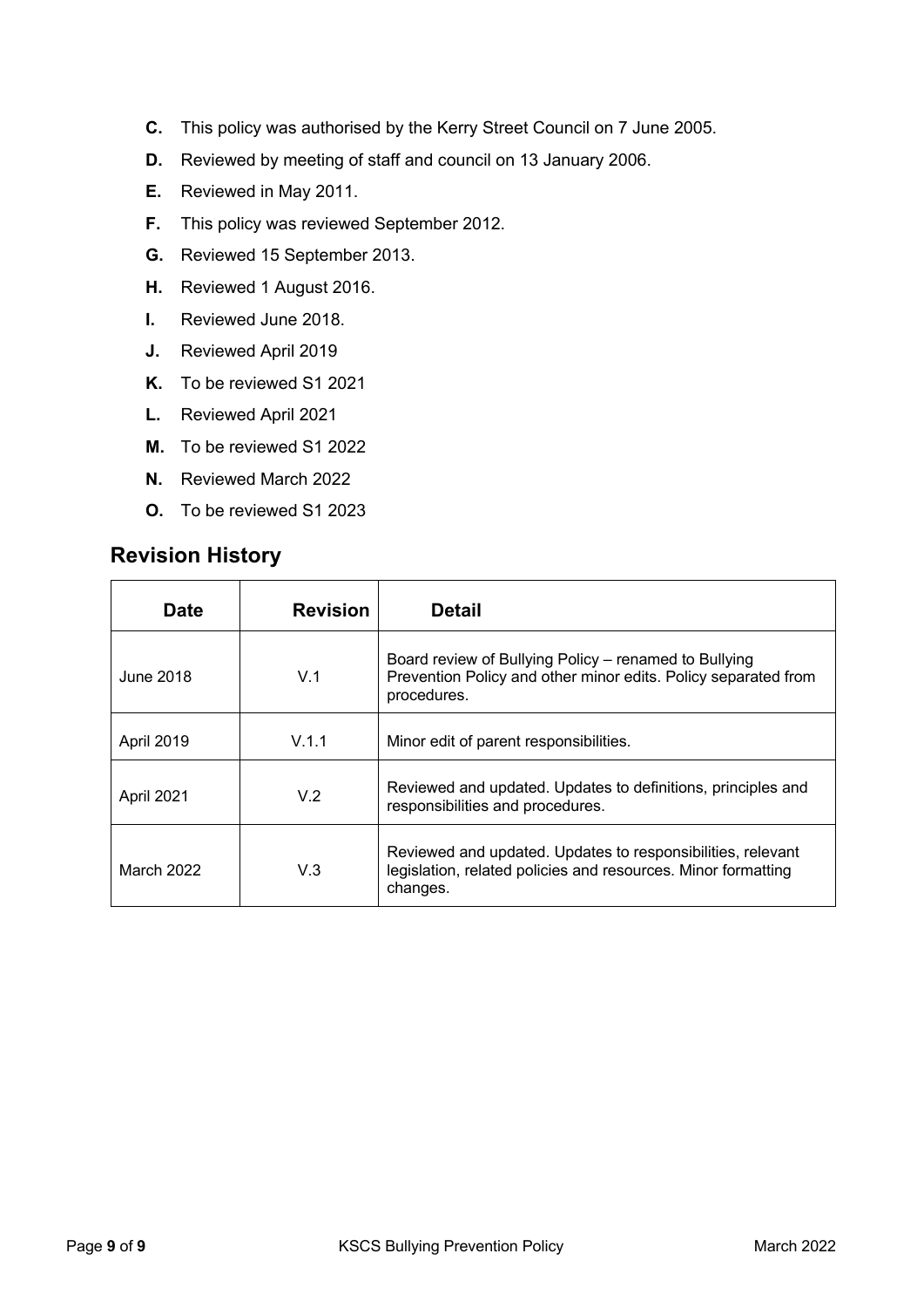C. This policy was authorised by the Kerry Street Council on 7 June 2005.

D. Reviewed by meeting of staff and council on 13 January 2006.

E. Reviewed in May 2011.

F. This policy was reviewed September 2012.

G. Reviewed 15 September 2013.

H. Reviewed 1 August 2016.

I. Reviewed June 2018.

J. Reviewed April 2019

K. To be reviewed S1 2021

L. Reviewed April 2021

M. To be reviewed S1 2022

N. Reviewed March 2022

O. To be reviewed S1 2023

## Revision History

| Date | Revision | Detail |
|---|---|---|
| June 2018 | V.1 | Board review of Bullying Policy – renamed to Bullying Prevention Policy and other minor edits. Policy separated from procedures. |
| April 2019 | V.1.1 | Minor edit of parent responsibilities. |
| April 2021 | V.2 | Reviewed and updated. Updates to definitions, principles and responsibilities and procedures. |
| March 2022 | V.3 | Reviewed and updated. Updates to responsibilities, relevant legislation, related policies and resources. Minor formatting changes. |